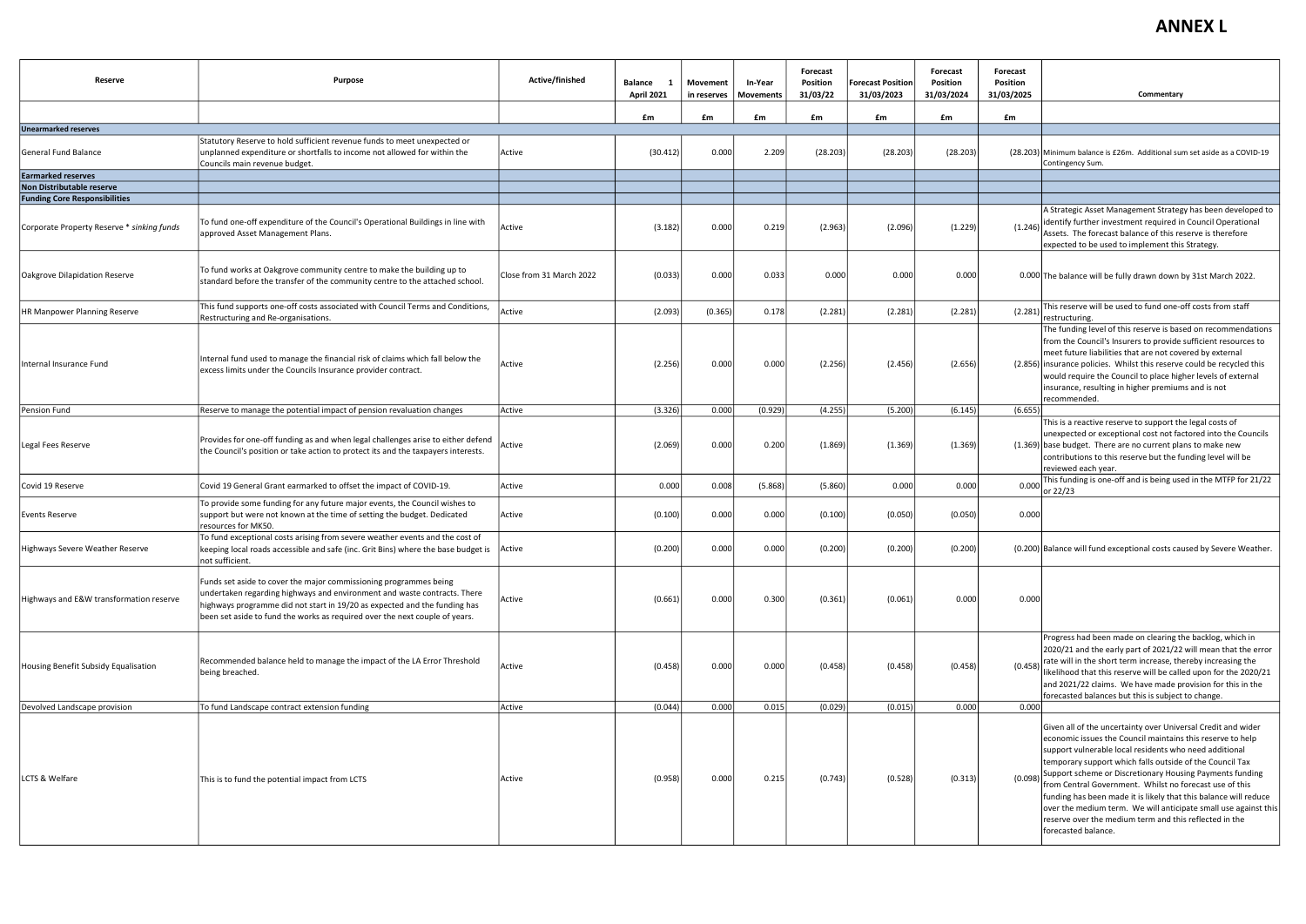# ANNEX L

| Reserve | Purpose | Active/finished | Balance 1 April 2021 | Movement in reserves | In-Year Movements | Forecast Position 31/03/22 | Forecast Position 31/03/2023 | Forecast Position 31/03/2024 | Forecast Position 31/03/2025 | Commentary |
|---|---|---|---|---|---|---|---|---|---|---|
| | | | £m | £m | £m | £m | £m | £m | £m | |
| **Unearmarked reserves** | | | | | | | | | | |
| General Fund Balance | Statutory Reserve to hold sufficient revenue funds to meet unexpected or unplanned expenditure or shortfalls to income not allowed for within the Councils main revenue budget. | Active | (30.412) | 0.000 | 2.209 | (28.203) | (28.203) | (28.203) | (28.203) | Minimum balance is £26m. Additional sum set aside as a COVID-19 Contingency Sum. |
| **Earmarked reserves** | | | | | | | | | | |
| **Non Distributable reserve** | | | | | | | | | | |
| **Funding Core Responsibilities** | | | | | | | | | | |
| Corporate Property Reserve * *sinking funds* | To fund one-off expenditure of the Council's Operational Buildings in line with approved Asset Management Plans. | Active | (3.182) | 0.000 | 0.219 | (2.963) | (2.096) | (1.229) | (1.246) | A Strategic Asset Management Strategy has been developed to identify further investment required in Council Operational Assets. The forecast balance of this reserve is therefore expected to be used to implement this Strategy. |
| Oakgrove Dilapidation Reserve | To fund works at Oakgrove community centre to make the building up to standard before the transfer of the community centre to the attached school. | Close from 31 March 2022 | (0.033) | 0.000 | 0.033 | 0.000 | 0.000 | 0.000 | 0.000 | The balance will be fully drawn down by 31st March 2022. |
| HR Manpower Planning Reserve | This fund supports one-off costs associated with Council Terms and Conditions, Restructuring and Re-organisations. | Active | (2.093) | (0.365) | 0.178 | (2.281) | (2.281) | (2.281) | (2.281) | This reserve will be used to fund one-off costs from staff restructuring. |
| Internal Insurance Fund | Internal fund used to manage the financial risk of claims which fall below the excess limits under the Councils Insurance provider contract. | Active | (2.256) | 0.000 | 0.000 | (2.256) | (2.456) | (2.656) | (2.856) | The funding level of this reserve is based on recommendations from the Council's Insurers to provide sufficient resources to meet future liabilities that are not covered by external insurance policies. Whilst this reserve could be recycled this would require the Council to place higher levels of external insurance, resulting in higher premiums and is not recommended. |
| Pension Fund | Reserve to manage the potential impact of pension revaluation changes | Active | (3.326) | 0.000 | (0.929) | (4.255) | (5.200) | (6.145) | (6.655) | |
| Legal Fees Reserve | Provides for one-off funding as and when legal challenges arise to either defend the Council's position or take action to protect its and the taxpayers interests. | Active | (2.069) | 0.000 | 0.200 | (1.869) | (1.369) | (1.369) | (1.369) | This is a reactive reserve to support the legal costs of unexpected or exceptional cost not factored into the Councils base budget. There are no current plans to make new contributions to this reserve but the funding level will be reviewed each year. |
| Covid 19 Reserve | Covid 19 General Grant earmarked to offset the impact of COVID-19. | Active | 0.000 | 0.008 | (5.868) | (5.860) | 0.000 | 0.000 | 0.000 | This funding is one-off and is being used in the MTFP for 21/22 or 22/23 |
| Events Reserve | To provide some funding for any future major events, the Council wishes to support but were not known at the time of setting the budget. Dedicated resources for MK50. | Active | (0.100) | 0.000 | 0.000 | (0.100) | (0.050) | (0.050) | 0.000 | |
| Highways Severe Weather Reserve | To fund exceptional costs arising from severe weather events and the cost of keeping local roads accessible and safe (inc. Grit Bins) where the base budget is not sufficient. | Active | (0.200) | 0.000 | 0.000 | (0.200) | (0.200) | (0.200) | (0.200) | Balance will fund exceptional costs caused by Severe Weather. |
| Highways and E&W transformation reserve | Funds set aside to cover the major commissioning programmes being undertaken regarding highways and environment and waste contracts. There highways programme did not start in 19/20 as expected and the funding has been set aside to fund the works as required over the next couple of years. | Active | (0.661) | 0.000 | 0.300 | (0.361) | (0.061) | 0.000 | 0.000 | |
| Housing Benefit Subsidy Equalisation | Recommended balance held to manage the impact of the LA Error Threshold being breached. | Active | (0.458) | 0.000 | 0.000 | (0.458) | (0.458) | (0.458) | (0.458) | Progress had been made on clearing the backlog, which in 2020/21 and the early part of 2021/22 will mean that the error rate will in the short term increase, thereby increasing the likelihood that this reserve will be called upon for the 2020/21 and 2021/22 claims. We have made provision for this in the forecasted balances but this is subject to change. |
| Devolved Landscape provision | To fund Landscape contract extension funding | Active | (0.044) | 0.000 | 0.015 | (0.029) | (0.015) | 0.000 | 0.000 | |
| LCTS & Welfare | This is to fund the potential impact from LCTS | Active | (0.958) | 0.000 | 0.215 | (0.743) | (0.528) | (0.313) | (0.098) | Given all of the uncertainty over Universal Credit and wider economic issues the Council maintains this reserve to help support vulnerable local residents who need additional temporary support which falls outside of the Council Tax Support scheme or Discretionary Housing Payments funding from Central Government. Whilst no forecast use of this funding has been made it is likely that this balance will reduce over the medium term. We will anticipate small use against this reserve over the medium term and this reflected in the forecasted balance. |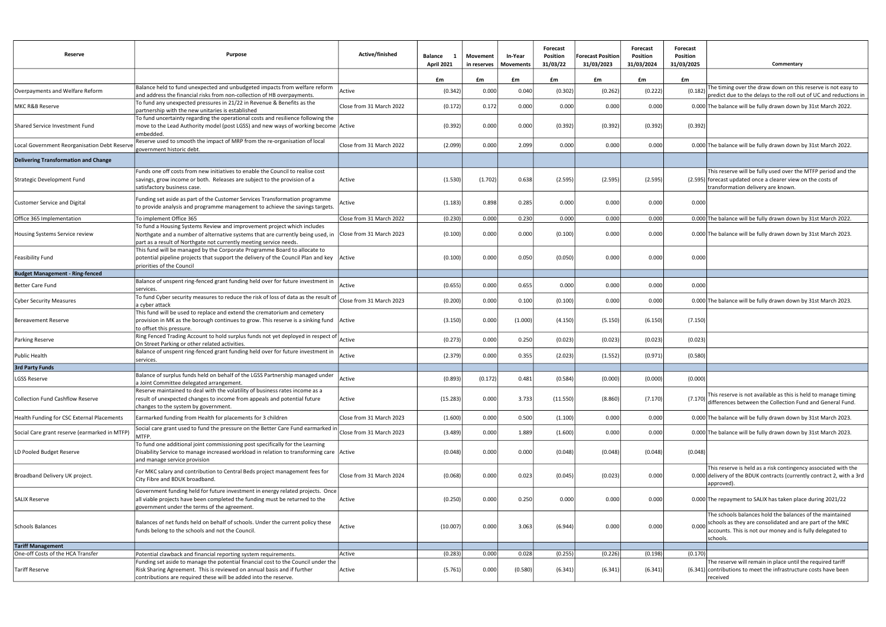| Reserve | Purpose | Active/finished | Balance 1 April 2021 | Movement in reserves | In-Year Movements | Forecast Position 31/03/22 | Forecast Position 31/03/2023 | Forecast Position 31/03/2024 | Forecast Position 31/03/2025 | Commentary |
|---|---|---|---|---|---|---|---|---|---|---|
| | | | £m | £m | £m | £m | £m | £m | £m | |
| Overpayments and Welfare Reform | Balance held to fund unexpected and unbudgeted impacts from welfare reform and address the financial risks from non-collection of HB overpayments. | Active | (0.342) | 0.000 | 0.040 | (0.302) | (0.262) | (0.222) | (0.182) | The timing over the draw down on this reserve is not easy to predict due to the delays to the roll out of UC and reductions in |
| MKC R&B Reserve | To fund any unexpected pressures in 21/22 in Revenue & Benefits as the partnership with the new unitaries is established | Close from 31 March 2022 | (0.172) | 0.172 | 0.000 | 0.000 | 0.000 | 0.000 | 0.000 | The balance will be fully drawn down by 31st March 2022. |
| Shared Service Investment Fund | To fund uncertainty regarding the operational costs and resilience following the move to the Lead Authority model (post LGSS) and new ways of working become embedded. | Active | (0.392) | 0.000 | 0.000 | (0.392) | (0.392) | (0.392) | (0.392) | |
| Local Government Reorganisation Debt Reserve | Reserve used to smooth the impact of MRP from the re-organisation of local government historic debt. | Close from 31 March 2022 | (2.099) | 0.000 | 2.099 | 0.000 | 0.000 | 0.000 | 0.000 | The balance will be fully drawn down by 31st March 2022. |
| **Delivering Transformation and Change** | | | | | | | | | | |
| Strategic Development Fund | Funds one off costs from new initiatives to enable the Council to realise cost savings, grow income or both. Releases are subject to the provision of a satisfactory business case. | Active | (1.530) | (1.702) | 0.638 | (2.595) | (2.595) | (2.595) | (2.595) | This reserve will be fully used over the MTFP period and the forecast updated once a clearer view on the costs of transformation delivery are known. |
| Customer Service and Digital | Funding set aside as part of the Customer Services Transformation programme to provide analysis and programme management to achieve the savings targets. | Active | (1.183) | 0.898 | 0.285 | 0.000 | 0.000 | 0.000 | 0.000 | |
| Office 365 Implementation | To implement Office 365 | Close from 31 March 2022 | (0.230) | 0.000 | 0.230 | 0.000 | 0.000 | 0.000 | 0.000 | The balance will be fully drawn down by 31st March 2022. |
| Housing Systems Service review | To fund a Housing Systems Review and improvement project which includes Northgate and a number of alternative systems that are currently being used, in part as a result of Northgate not currently meeting service needs. | Close from 31 March 2023 | (0.100) | 0.000 | 0.000 | (0.100) | 0.000 | 0.000 | 0.000 | The balance will be fully drawn down by 31st March 2023. |
| Feasibility Fund | This fund will be managed by the Corporate Programme Board to allocate to potential pipeline projects that support the delivery of the Council Plan and key priorities of the Council | Active | (0.100) | 0.000 | 0.050 | (0.050) | 0.000 | 0.000 | 0.000 | |
| **Budget Management - Ring-fenced** | | | | | | | | | | |
| Better Care Fund | Balance of unspent ring-fenced grant funding held over for future investment in services. | Active | (0.655) | 0.000 | 0.655 | 0.000 | 0.000 | 0.000 | 0.000 | |
| Cyber Security Measures | To fund Cyber security measures to reduce the risk of loss of data as the result of a cyber attack | Close from 31 March 2023 | (0.200) | 0.000 | 0.100 | (0.100) | 0.000 | 0.000 | 0.000 | The balance will be fully drawn down by 31st March 2023. |
| Bereavement Reserve | This fund will be used to replace and extend the crematorium and cemetery provision in MK as the borough continues to grow. This reserve is a sinking fund to offset this pressure. | Active | (3.150) | 0.000 | (1.000) | (4.150) | (5.150) | (6.150) | (7.150) | |
| Parking Reserve | Ring Fenced Trading Account to hold surplus funds not yet deployed in respect of On Street Parking or other related activities. | Active | (0.273) | 0.000 | 0.250 | (0.023) | (0.023) | (0.023) | (0.023) | |
| Public Health | Balance of unspent ring-fenced grant funding held over for future investment in services. | Active | (2.379) | 0.000 | 0.355 | (2.023) | (1.552) | (0.971) | (0.580) | |
| **3rd Party Funds** | | | | | | | | | | |
| LGSS Reserve | Balance of surplus funds held on behalf of the LGSS Partnership managed under a Joint Committee delegated arrangement. | Active | (0.893) | (0.172) | 0.481 | (0.584) | (0.000) | (0.000) | (0.000) | |
| Collection Fund Cashflow Reserve | Reserve maintained to deal with the volatility of business rates income as a result of unexpected changes to income from appeals and potential future changes to the system by government. | Active | (15.283) | 0.000 | 3.733 | (11.550) | (8.860) | (7.170) | (7.170) | This reserve is not available as this is held to manage timing differences between the Collection Fund and General Fund. |
| Health Funding for CSC External Placements | Earmarked funding from Health for placements for 3 children | Close from 31 March 2023 | (1.600) | 0.000 | 0.500 | (1.100) | 0.000 | 0.000 | 0.000 | The balance will be fully drawn down by 31st March 2023. |
| Social Care grant reserve (earmarked in MTFP) | Social care grant used to fund the pressure on the Better Care Fund earmarked in MTFP. | Close from 31 March 2023 | (3.489) | 0.000 | 1.889 | (1.600) | 0.000 | 0.000 | 0.000 | The balance will be fully drawn down by 31st March 2023. |
| LD Pooled Budget Reserve | To fund one additional joint commissioning post specifically for the Learning Disability Service to manage increased workload in relation to transforming care and manage service provision | Active | (0.048) | 0.000 | 0.000 | (0.048) | (0.048) | (0.048) | (0.048) | |
| Broadband Delivery UK project. | For MKC salary and contribution to Central Beds project management fees for City Fibre and BDUK broadband. | Close from 31 March 2024 | (0.068) | 0.000 | 0.023 | (0.045) | (0.023) | 0.000 | 0.000 | This reserve is held as a risk contingency associated with the delivery of the BDUK contracts (currently contract 2, with a 3rd approved). |
| SALIX Reserve | Government funding held for future investment in energy related projects. Once all viable projects have been completed the funding must be returned to the government under the terms of the agreement. | Active | (0.250) | 0.000 | 0.250 | 0.000 | 0.000 | 0.000 | 0.000 | The repayment to SALIX has taken place during 2021/22 |
| Schools Balances | Balances of net funds held on behalf of schools. Under the current policy these funds belong to the schools and not the Council. | Active | (10.007) | 0.000 | 3.063 | (6.944) | 0.000 | 0.000 | 0.000 | The schools balances hold the balances of the maintained schools as they are consolidated and are part of the MKC accounts. This is not our money and is fully delegated to schools. |
| **Tariff Management** | | | | | | | | | | |
| One-off Costs of the HCA Transfer | Potential clawback and financial reporting system requirements. | Active | (0.283) | 0.000 | 0.028 | (0.255) | (0.226) | (0.198) | (0.170) | |
| Tariff Reserve | Funding set aside to manage the potential financial cost to the Council under the Risk Sharing Agreement. This is reviewed on annual basis and if further contributions are required these will be added into the reserve. | Active | (5.761) | 0.000 | (0.580) | (6.341) | (6.341) | (6.341) | (6.341) | The reserve will remain in place until the required tariff contributions to meet the infrastructure costs have been received |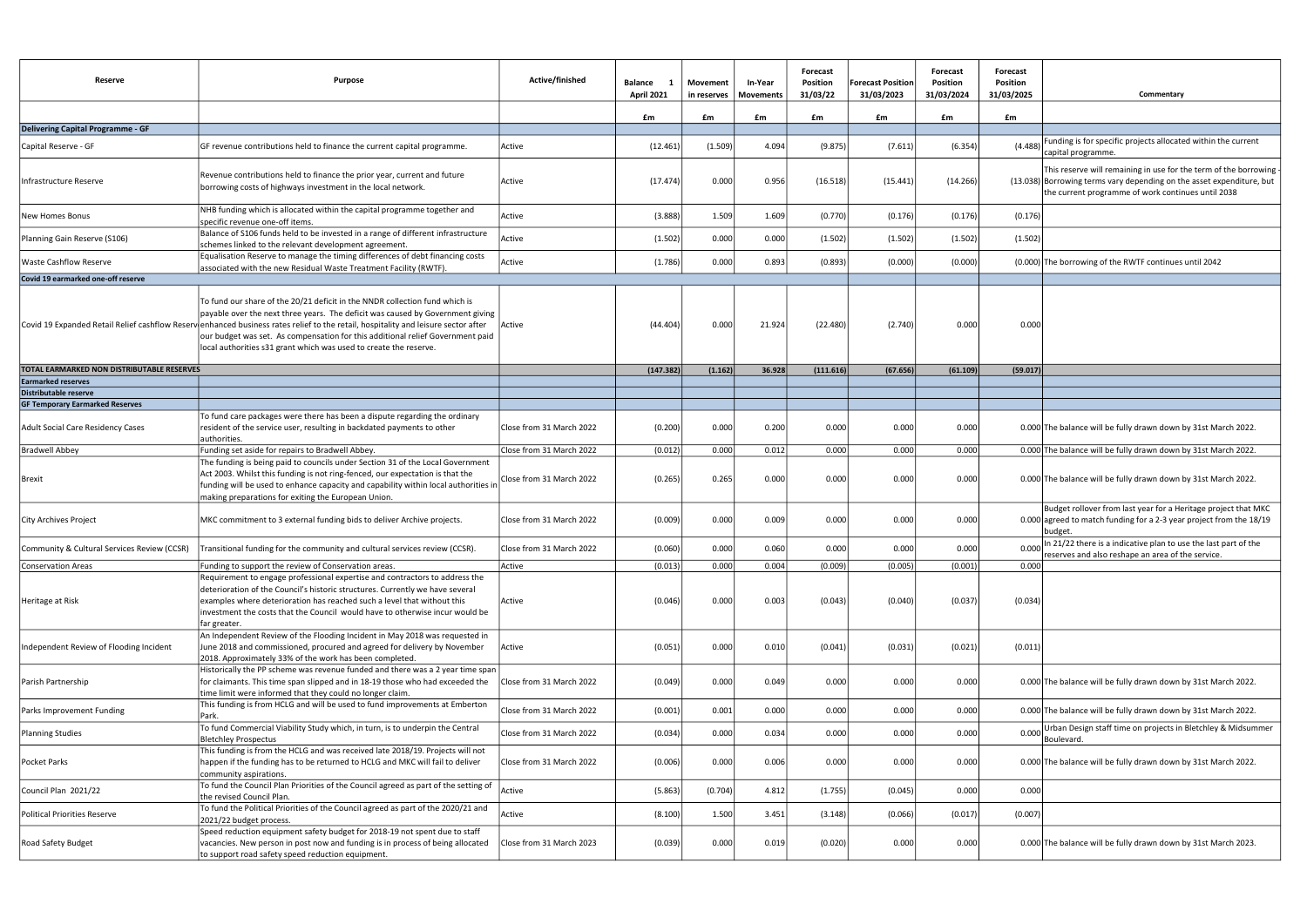| Reserve | Purpose | Active/finished | Balance 1 April 2021 | Movement in reserves | In-Year Movements | Forecast Position 31/03/22 | Forecast Position 31/03/2023 | Forecast Position 31/03/2024 | Forecast Position 31/03/2025 | Commentary |
|---|---|---|---|---|---|---|---|---|---|---|
| | | | £m | £m | £m | £m | £m | £m | £m | |
| **Delivering Capital Programme - GF** | | | | | | | | | | |
| Capital Reserve - GF | GF revenue contributions held to finance the current capital programme. | Active | (12.461) | (1.509) | 4.094 | (9.875) | (7.611) | (6.354) | (4.488) | Funding is for specific projects allocated within the current capital programme. |
| Infrastructure Reserve | Revenue contributions held to finance the prior year, current and future borrowing costs of highways investment in the local network. | Active | (17.474) | 0.000 | 0.956 | (16.518) | (15.441) | (14.266) | (13.038) | This reserve will remaining in use for the term of the borrowing - Borrowing terms vary depending on the asset expenditure, but the current programme of work continues until 2038 |
| New Homes Bonus | NHB funding which is allocated within the capital programme together and specific revenue one-off items. | Active | (3.888) | 1.509 | 1.609 | (0.770) | (0.176) | (0.176) | (0.176) | |
| Planning Gain Reserve (S106) | Balance of S106 funds held to be invested in a range of different infrastructure schemes linked to the relevant development agreement. | Active | (1.502) | 0.000 | 0.000 | (1.502) | (1.502) | (1.502) | (1.502) | |
| Waste Cashflow Reserve | Equalisation Reserve to manage the timing differences of debt financing costs associated with the new Residual Waste Treatment Facility (RWTF). | Active | (1.786) | 0.000 | 0.893 | (0.893) | (0.000) | (0.000) | (0.000) | The borrowing of the RWTF continues until 2042 |
| **Covid 19 earmarked one-off reserve** | | | | | | | | | | |
| Covid 19 Expanded Retail Relief cashflow Reserve | To fund our share of the 20/21 deficit in the NNDR collection fund which is payable over the next three years. The deficit was caused by Government giving enhanced business rates relief to the retail, hospitality and leisure sector after our budget was set. As compensation for this additional relief Government paid local authorities s31 grant which was used to create the reserve. | Active | (44.404) | 0.000 | 21.924 | (22.480) | (2.740) | 0.000 | 0.000 | |
| **TOTAL EARMARKED NON DISTRIBUTABLE RESERVES** | | | (147.382) | (1.162) | 36.928 | (111.616) | (67.656) | (61.109) | (59.017) | |
| **Earmarked reserves** | | | | | | | | | | |
| **Distributable reserve** | | | | | | | | | | |
| **GF Temporary Earmarked Reserves** | | | | | | | | | | |
| Adult Social Care Residency Cases | To fund care packages were there has been a dispute regarding the ordinary resident of the service user, resulting in backdated payments to other authorities. | Close from 31 March 2022 | (0.200) | 0.000 | 0.200 | 0.000 | 0.000 | 0.000 | 0.000 | The balance will be fully drawn down by 31st March 2022. |
| Bradwell Abbey | Funding set aside for repairs to Bradwell Abbey. | Close from 31 March 2022 | (0.012) | 0.000 | 0.012 | 0.000 | 0.000 | 0.000 | 0.000 | The balance will be fully drawn down by 31st March 2022. |
| Brexit | The funding is being paid to councils under Section 31 of the Local Government Act 2003. Whilst this funding is not ring-fenced, our expectation is that the funding will be used to enhance capacity and capability within local authorities in making preparations for exiting the European Union. | Close from 31 March 2022 | (0.265) | 0.265 | 0.000 | 0.000 | 0.000 | 0.000 | 0.000 | The balance will be fully drawn down by 31st March 2022. |
| City Archives Project | MKC commitment to 3 external funding bids to deliver Archive projects. | Close from 31 March 2022 | (0.009) | 0.000 | 0.009 | 0.000 | 0.000 | 0.000 | 0.000 | Budget rollover from last year for a Heritage project that MKC agreed to match funding for a 2-3 year project from the 18/19 budget. |
| Community & Cultural Services Review (CCSR) | Transitional funding for the review of community and cultural services review (CCSR). | Close from 31 March 2022 | (0.060) | 0.000 | 0.060 | 0.000 | 0.000 | 0.000 | 0.000 | In 21/22 there is a indicative plan to use the last part of the reserves and also reshape an area of the service. |
| Conservation Areas | Funding to support the review of Conservation areas. | Active | (0.013) | 0.000 | 0.004 | (0.009) | (0.005) | (0.001) | 0.000 | |
| Heritage at Risk | Requirement to engage professional expertise and contractors to address the deterioration of the Council's historic structures. Currently we have several examples where deterioration has reached such a level that without this investment the costs that the Council would have to otherwise incur would be far greater. | Active | (0.046) | 0.000 | 0.003 | (0.043) | (0.040) | (0.037) | (0.034) | |
| Independent Review of Flooding Incident | An Independent Review of the Flooding Incident in May 2018 was requested in June 2018 and commissioned, procured and agreed for delivery by November 2018. Approximately 33% of the work has been completed. | Active | (0.051) | 0.000 | 0.010 | (0.041) | (0.031) | (0.021) | (0.011) | |
| Parish Partnership | Historically the PP scheme was revenue funded and there was a 2 year time span for claimants. This time span slipped and in 18-19 those who had exceeded the time limit were informed that they could no longer claim. | Close from 31 March 2022 | (0.049) | 0.000 | 0.049 | 0.000 | 0.000 | 0.000 | 0.000 | The balance will be fully drawn down by 31st March 2022. |
| Parks Improvement Funding | This funding is from HCLG and will be used to fund improvements at Emberton Park. | Close from 31 March 2022 | (0.001) | 0.001 | 0.000 | 0.000 | 0.000 | 0.000 | 0.000 | The balance will be fully drawn down by 31st March 2022. |
| Planning Studies | To fund Commercial Viability Study which, in turn, is to underpin the Central Bletchley Prospectus | Close from 31 March 2022 | (0.034) | 0.000 | 0.034 | 0.000 | 0.000 | 0.000 | 0.000 | Urban Design staff time on projects in Bletchley & Midsummer Boulevard. |
| Pocket Parks | This funding is from the HCLG and was received late 2018/19. Projects will not happen if the funding has to be returned to HCLG and MKC will fail to deliver community aspirations. | Close from 31 March 2022 | (0.006) | 0.000 | 0.006 | 0.000 | 0.000 | 0.000 | 0.000 | The balance will be fully drawn down by 31st March 2022. |
| Council Plan 2021/22 | To fund the Council Plan Priorities of the Council agreed as part of the setting of the revised Council Plan. | Active | (5.863) | (0.704) | 4.812 | (1.755) | (0.045) | 0.000 | 0.000 | |
| Political Priorities Reserve | To fund the Political Priorities of the Council agreed as part of the 2020/21 and 2021/22 budget process. | Active | (8.100) | 1.500 | 3.451 | (3.148) | (0.066) | (0.017) | (0.007) | |
| Road Safety Budget | Speed reduction equipment safety budget for 2018-19 not spent due to staff vacancies. New person in post now and funding is in process of being allocated to support road safety speed reduction equipment. | Close from 31 March 2023 | (0.039) | 0.000 | 0.019 | (0.020) | 0.000 | 0.000 | 0.000 | The balance will be fully drawn down by 31st March 2023. |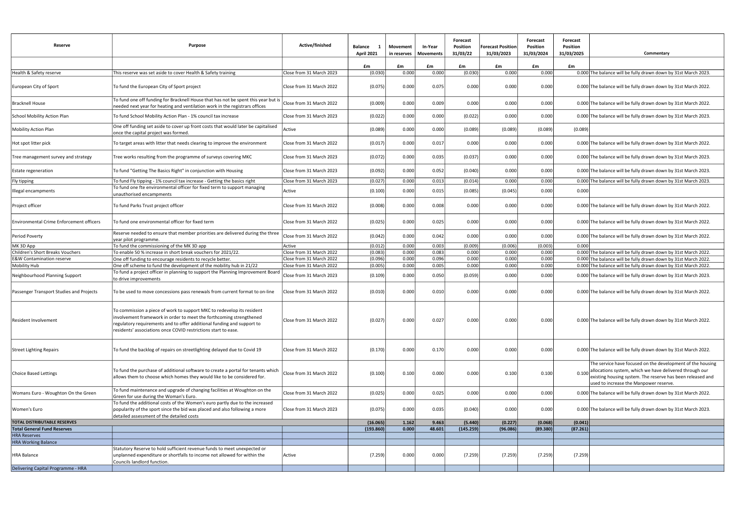| Reserve | Purpose | Active/finished | Balance 1 April 2021 | Movement in reserves | In-Year Movements | Forecast Position 31/03/22 | Forecast Position 31/03/2023 | Forecast Position 31/03/2024 | Forecast Position 31/03/2025 | Commentary |
|---|---|---|---|---|---|---|---|---|---|---|
| | | | £m | £m | £m | £m | £m | £m | £m | |
| Health & Safety reserve | This reserve was set aside to cover Health & Safety training | Close from 31 March 2023 | (0.030) | 0.000 | 0.000 | (0.030) | 0.000 | 0.000 | 0.000 | The balance will be fully drawn down by 31st March 2023. |
| European City of Sport | To fund the European City of Sport project | Close from 31 March 2022 | (0.075) | 0.000 | 0.075 | 0.000 | 0.000 | 0.000 | 0.000 | The balance will be fully drawn down by 31st March 2022. |
| Bracknell House | To fund one off funding for Bracknell House that has not be spent this year but is needed next year for heating and ventilation work in the registrars offices | Close from 31 March 2022 | (0.009) | 0.000 | 0.009 | 0.000 | 0.000 | 0.000 | 0.000 | The balance will be fully drawn down by 31st March 2022. |
| School Mobility Action Plan | To fund School Mobility Action Plan - 1% council tax increase | Close from 31 March 2023 | (0.022) | 0.000 | 0.000 | (0.022) | 0.000 | 0.000 | 0.000 | The balance will be fully drawn down by 31st March 2023. |
| Mobility Action Plan | One off funding set aside to cover up front costs that would later be capitalised once the capital project was formed. | Active | (0.089) | 0.000 | 0.000 | (0.089) | (0.089) | (0.089) | (0.089) | |
| Hot spot litter pick | To target areas with litter that needs clearing to improve the environment | Close from 31 March 2022 | (0.017) | 0.000 | 0.017 | 0.000 | 0.000 | 0.000 | 0.000 | The balance will be fully drawn down by 31st March 2022. |
| Tree management survey and strategy | Tree works resulting from the programme of surveys covering MKC | Close from 31 March 2023 | (0.072) | 0.000 | 0.035 | (0.037) | 0.000 | 0.000 | 0.000 | The balance will be fully drawn down by 31st March 2023. |
| Estate regeneration | To fund "Getting The Basics Right" in conjunction with Housing | Close from 31 March 2023 | (0.092) | 0.000 | 0.052 | (0.040) | 0.000 | 0.000 | 0.000 | The balance will be fully drawn down by 31st March 2023. |
| Fly tipping | To fund Fly tipping - 1% council tax increase - Getting the basics right | Close from 31 March 2023 | (0.027) | 0.000 | 0.013 | (0.014) | 0.000 | 0.000 | 0.000 | The balance will be fully drawn down by 31st March 2023. |
| Illegal encampments | To fund one fte environmental officer for fixed term to support managing unauthorised encampments | Active | (0.100) | 0.000 | 0.015 | (0.085) | (0.045) | 0.000 | 0.000 | |
| Project officer | To fund Parks Trust project officer | Close from 31 March 2022 | (0.008) | 0.000 | 0.008 | 0.000 | 0.000 | 0.000 | 0.000 | The balance will be fully drawn down by 31st March 2022. |
| Environmental Crime Enforcement officers | To fund one environmental officer for fixed term | Close from 31 March 2022 | (0.025) | 0.000 | 0.025 | 0.000 | 0.000 | 0.000 | 0.000 | The balance will be fully drawn down by 31st March 2022. |
| Period Poverty | Reserve needed to ensure that member priorities are delivered during the three year pilot programme. | Close from 31 March 2022 | (0.042) | 0.000 | 0.042 | 0.000 | 0.000 | 0.000 | 0.000 | The balance will be fully drawn down by 31st March 2022. |
| MK 3D App | To fund the commissioning of the MK 3D app | Active | (0.012) | 0.000 | 0.003 | (0.009) | (0.006) | (0.003) | 0.000 | |
| Children's Short Breaks Vouchers | To enable 50 % increase in short break vouchers for 2021/22. | Close from 31 March 2022 | (0.083) | 0.000 | 0.083 | 0.000 | 0.000 | 0.000 | 0.000 | The balance will be fully drawn down by 31st March 2022. |
| E&W Contamination reserve | One off funding to encourage residents to recycle better. | Close from 31 March 2022 | (0.096) | 0.000 | 0.096 | 0.000 | 0.000 | 0.000 | 0.000 | The balance will be fully drawn down by 31st March 2022. |
| Mobility Hub | One off scheme to fund the development of the mobility hub in 21/22 | Close from 31 March 2022 | (0.005) | 0.000 | 0.005 | 0.000 | 0.000 | 0.000 | 0.000 | The balance will be fully drawn down by 31st March 2022. |
| Neighbourhood Planning Support | To fund a project officer in planning to support the Planning Improvement Board to drive improvements | Close from 31 March 2023 | (0.109) | 0.000 | 0.050 | (0.059) | 0.000 | 0.000 | 0.000 | The balance will be fully drawn down by 31st March 2023. |
| Passenger Transport Studies and Projects | To be used to move concessions pass renewals from current format to on-line | Close from 31 March 2022 | (0.010) | 0.000 | 0.010 | 0.000 | 0.000 | 0.000 | 0.000 | The balance will be fully drawn down by 31st March 2022. |
| Resident Involvement | To commission a piece of work to support MKC to redevelop its resident involvement framework in order to meet the forthcoming strengthened regulatory requirements and to offer additional funding and support to residents' associations once COVID restrictions start to ease. | Close from 31 March 2022 | (0.027) | 0.000 | 0.027 | 0.000 | 0.000 | 0.000 | 0.000 | The balance will be fully drawn down by 31st March 2022. |
| Street Lighting Repairs | To fund the backlog of repairs on streetlighting delayed due to Covid 19 | Close from 31 March 2022 | (0.170) | 0.000 | 0.170 | 0.000 | 0.000 | 0.000 | 0.000 | The balance will be fully drawn down by 31st March 2022. |
| Choice Based Lettings | To fund the purchase of additional software to create a portal for tenants which allows them to choose which homes they would like to be considered for. | Close from 31 March 2022 | (0.100) | 0.100 | 0.000 | 0.000 | 0.100 | 0.100 | 0.100 | The service have focused on the development of the housing allocations system, which we have delivered through our existing housing system. The reserve has been released and used to increase the Manpower reserve. |
| Womans Euro - Woughton On the Green | To fund maintenance and upgrade of changing facilities at Woughton on the Green for use during the Woman's Euro. | Close from 31 March 2022 | (0.025) | 0.000 | 0.025 | 0.000 | 0.000 | 0.000 | 0.000 | The balance will be fully drawn down by 31st March 2022. |
| Women's Euro | To fund the additional costs of the Women's euro partly due to the increased popularity of the sport since the bid was placed and also following a more detailed assessment of the detailed costs | Close from 31 March 2023 | (0.075) | 0.000 | 0.035 | (0.040) | 0.000 | 0.000 | 0.000 | The balance will be fully drawn down by 31st March 2023. |
| **TOTAL DISTRIBUTABLE RESERVES** | | | **(16.065)** | **1.162** | **9.463** | **(5.440)** | **(0.227)** | **(0.068)** | **(0.041)** | |
| **Total General Fund Reserves** | | | **(193.860)** | **0.000** | **48.601** | **(145.259)** | **(96.086)** | **(89.380)** | **(87.261)** | |
| HRA Reserves | | | | | | | | | | |
| HRA Working Balance | | | | | | | | | | |
| HRA Balance | Statutory Reserve to hold sufficient revenue funds to meet unexpected or unplanned expenditure or shortfalls to income not allowed for within the Councils landlord function. | Active | (7.259) | 0.000 | 0.000 | (7.259) | (7.259) | (7.259) | (7.259) | |
| Delivering Capital Programme - HRA | | | | | | | | | | |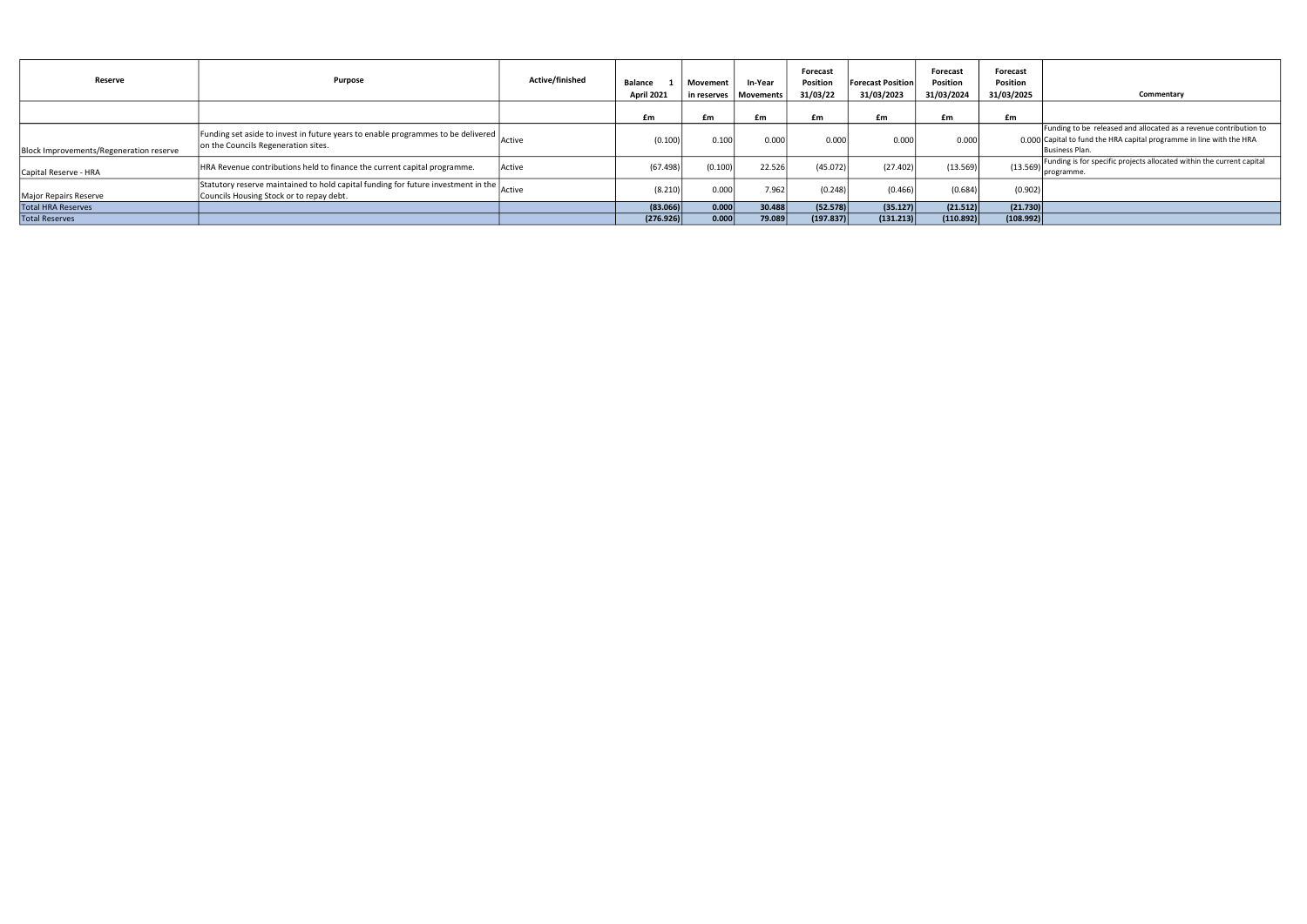| Reserve | Purpose | Active/finished | Balance 1 April 2021 | Movement in reserves | In-Year Movements | Forecast Position 31/03/22 | Forecast Position 31/03/2023 | Forecast Position 31/03/2024 | Forecast Position 31/03/2025 | Commentary |
|---|---|---|---|---|---|---|---|---|---|---|
| | | | £m | £m | £m | £m | £m | £m | £m | |
| Block Improvements/Regeneration reserve | Funding set aside to invest in future years to enable programmes to be delivered on the Councils Regeneration sites. | Active | (0.100) | 0.100 | 0.000 | 0.000 | 0.000 | 0.000 | 0.000 | Funding to be released and allocated as a revenue contribution to Capital to fund the HRA capital programme in line with the HRA Business Plan. |
| Capital Reserve - HRA | HRA Revenue contributions held to finance the current capital programme. | Active | (67.498) | (0.100) | 22.526 | (45.072) | (27.402) | (13.569) | (13.569) | Funding is for specific projects allocated within the current capital programme. |
| Major Repairs Reserve | Statutory reserve maintained to hold capital funding for future investment in the Councils Housing Stock or to repay debt. | Active | (8.210) | 0.000 | 7.962 | (0.248) | (0.466) | (0.684) | (0.902) | |
| Total HRA Reserves | | | (83.066) | 0.000 | 30.488 | (52.578) | (35.127) | (21.512) | (21.730) | |
| Total Reserves | | | (276.926) | 0.000 | 79.089 | (197.837) | (131.213) | (110.892) | (108.992) | |